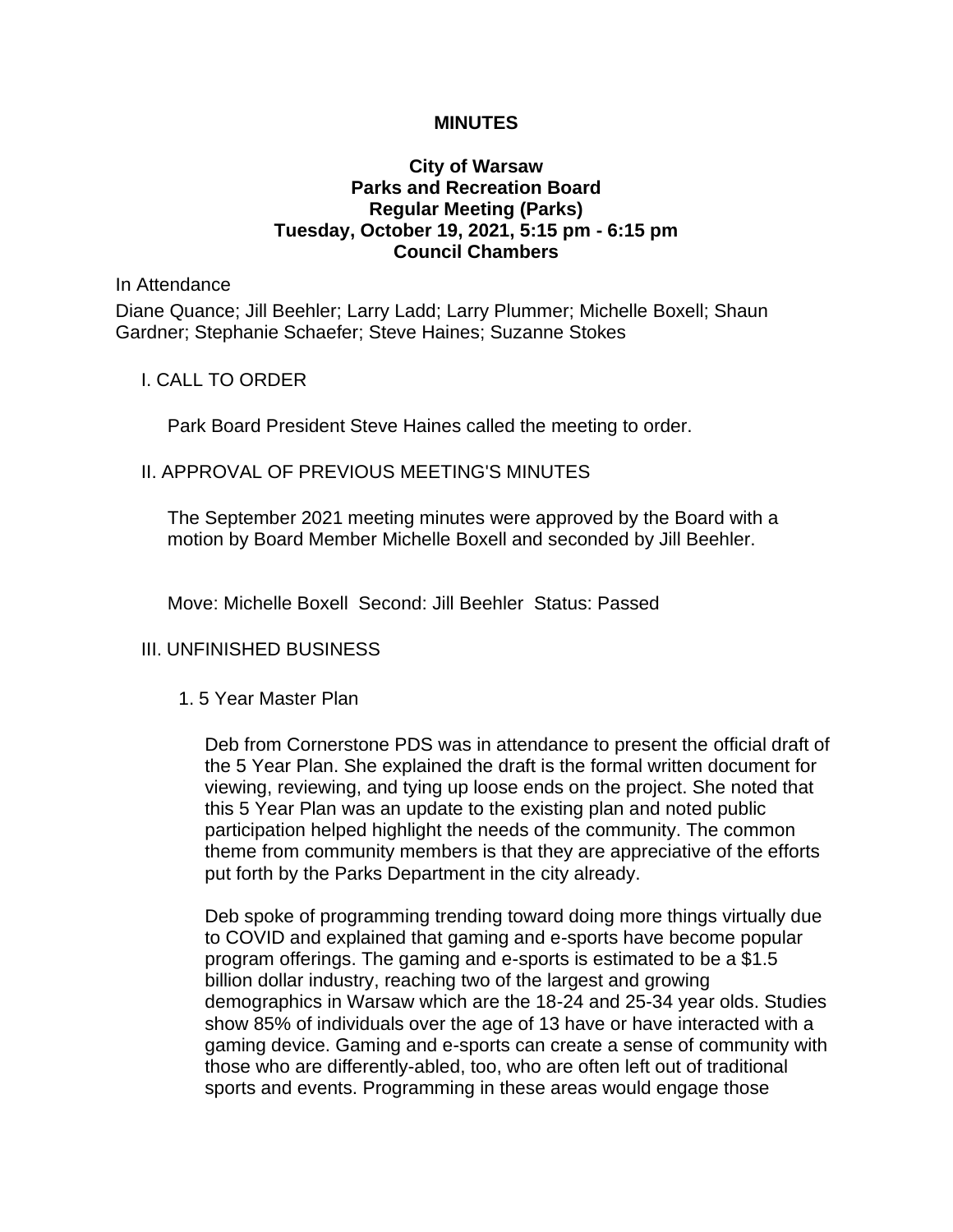# MINUTES

**City of Warsaw**
**Parks and Recreation Board**
**Regular Meeting (Parks)**
**Tuesday, October 19, 2021, 5:15 pm - 6:15 pm**
**Council Chambers**

In Attendance

Diane Quance; Jill Beehler; Larry Ladd; Larry Plummer; Michelle Boxell; Shaun Gardner; Stephanie Schaefer; Steve Haines; Suzanne Stokes

## I. CALL TO ORDER

Park Board President Steve Haines called the meeting to order.

## II. APPROVAL OF PREVIOUS MEETING'S MINUTES

The September 2021 meeting minutes were approved by the Board with a motion by Board Member Michelle Boxell and seconded by Jill Beehler.

Move: Michelle Boxell Second: Jill Beehler Status: Passed

## III. UNFINISHED BUSINESS

### 1. 5 Year Master Plan

Deb from Cornerstone PDS was in attendance to present the official draft of the 5 Year Plan. She explained the draft is the formal written document for viewing, reviewing, and tying up loose ends on the project. She noted that this 5 Year Plan was an update to the existing plan and noted public participation helped highlight the needs of the community. The common theme from community members is that they are appreciative of the efforts put forth by the Parks Department in the city already.

Deb spoke of programming trending toward doing more things virtually due to COVID and explained that gaming and e-sports have become popular program offerings. The gaming and e-sports is estimated to be a $1.5 billion dollar industry, reaching two of the largest and growing demographics in Warsaw which are the 18-24 and 25-34 year olds. Studies show 85% of individuals over the age of 13 have or have interacted with a gaming device. Gaming and e-sports can create a sense of community with those who are differently-abled, too, who are often left out of traditional sports and events. Programming in these areas would engage those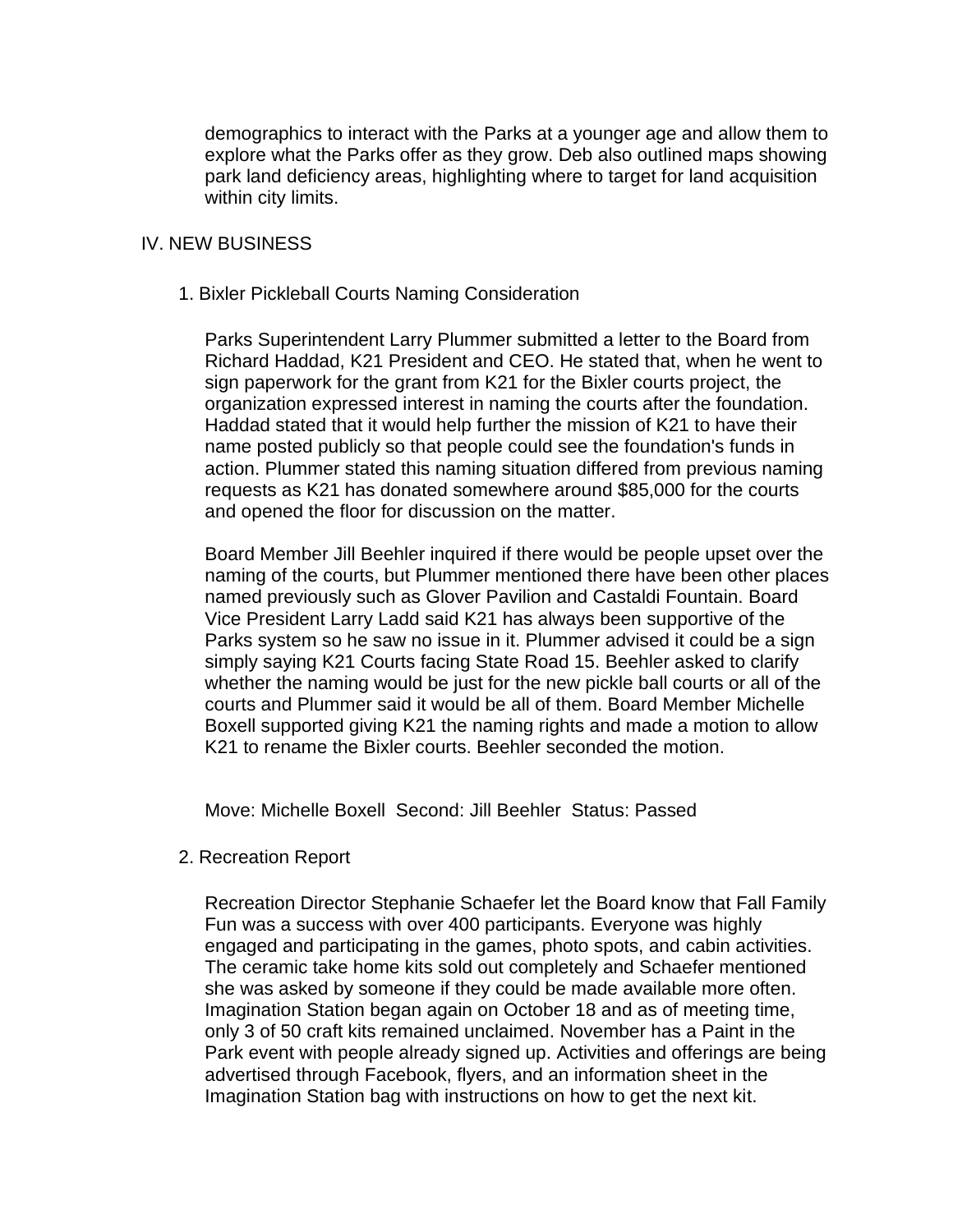demographics to interact with the Parks at a younger age and allow them to explore what the Parks offer as they grow. Deb also outlined maps showing park land deficiency areas, highlighting where to target for land acquisition within city limits.

## IV. NEW BUSINESS

### 1. Bixler Pickleball Courts Naming Consideration

Parks Superintendent Larry Plummer submitted a letter to the Board from Richard Haddad, K21 President and CEO. He stated that, when he went to sign paperwork for the grant from K21 for the Bixler courts project, the organization expressed interest in naming the courts after the foundation. Haddad stated that it would help further the mission of K21 to have their name posted publicly so that people could see the foundation's funds in action. Plummer stated this naming situation differed from previous naming requests as K21 has donated somewhere around $85,000 for the courts and opened the floor for discussion on the matter.

Board Member Jill Beehler inquired if there would be people upset over the naming of the courts, but Plummer mentioned there have been other places named previously such as Glover Pavilion and Castaldi Fountain. Board Vice President Larry Ladd said K21 has always been supportive of the Parks system so he saw no issue in it. Plummer advised it could be a sign simply saying K21 Courts facing State Road 15. Beehler asked to clarify whether the naming would be just for the new pickle ball courts or all of the courts and Plummer said it would be all of them. Board Member Michelle Boxell supported giving K21 the naming rights and made a motion to allow K21 to rename the Bixler courts. Beehler seconded the motion.

Move: Michelle Boxell  Second: Jill Beehler  Status: Passed

### 2. Recreation Report

Recreation Director Stephanie Schaefer let the Board know that Fall Family Fun was a success with over 400 participants. Everyone was highly engaged and participating in the games, photo spots, and cabin activities. The ceramic take home kits sold out completely and Schaefer mentioned she was asked by someone if they could be made available more often. Imagination Station began again on October 18 and as of meeting time, only 3 of 50 craft kits remained unclaimed. November has a Paint in the Park event with people already signed up. Activities and offerings are being advertised through Facebook, flyers, and an information sheet in the Imagination Station bag with instructions on how to get the next kit.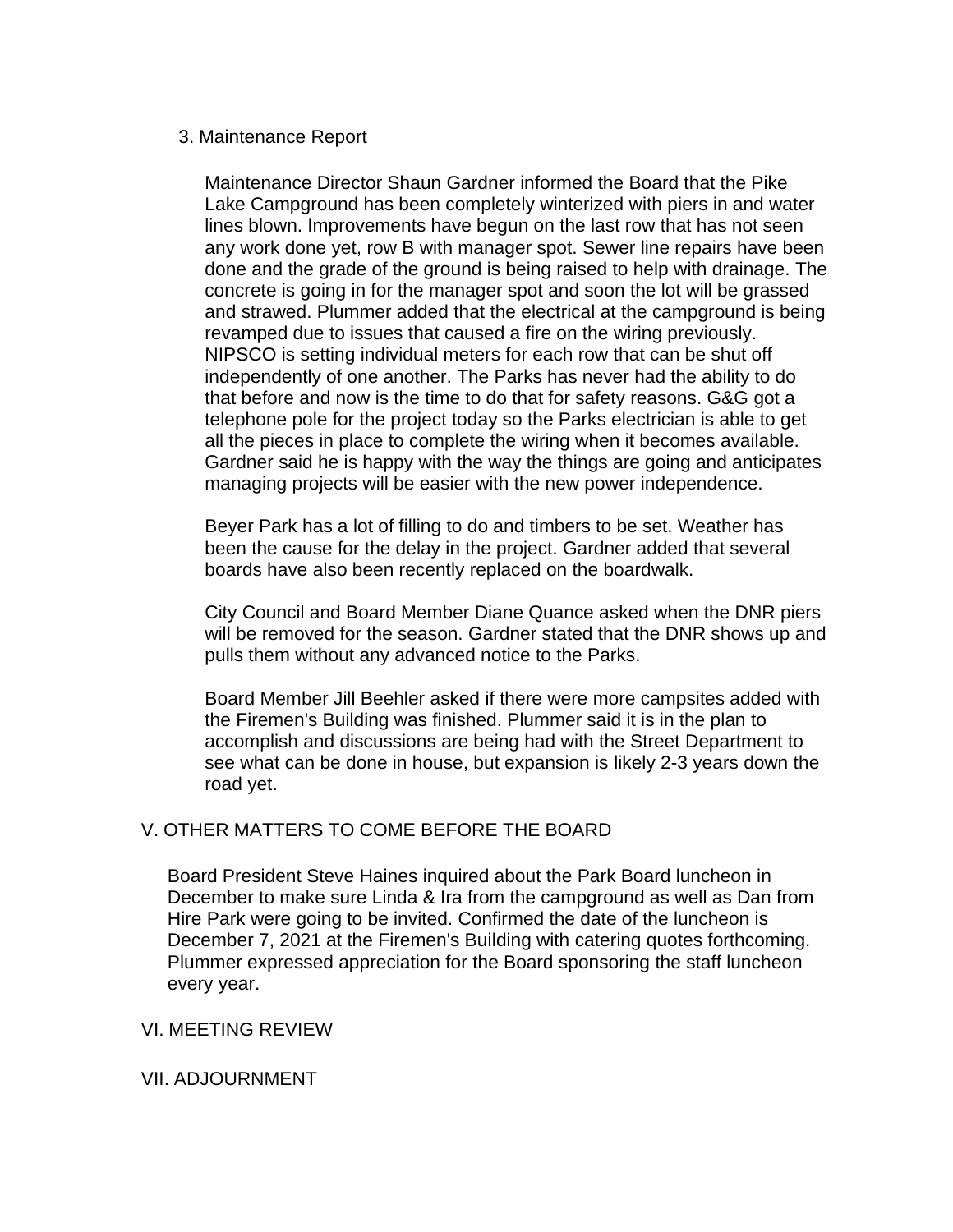3. Maintenance Report

Maintenance Director Shaun Gardner informed the Board that the Pike Lake Campground has been completely winterized with piers in and water lines blown. Improvements have begun on the last row that has not seen any work done yet, row B with manager spot. Sewer line repairs have been done and the grade of the ground is being raised to help with drainage. The concrete is going in for the manager spot and soon the lot will be grassed and strawed. Plummer added that the electrical at the campground is being revamped due to issues that caused a fire on the wiring previously. NIPSCO is setting individual meters for each row that can be shut off independently of one another. The Parks has never had the ability to do that before and now is the time to do that for safety reasons. G&G got a telephone pole for the project today so the Parks electrician is able to get all the pieces in place to complete the wiring when it becomes available. Gardner said he is happy with the way the things are going and anticipates managing projects will be easier with the new power independence.

Beyer Park has a lot of filling to do and timbers to be set. Weather has been the cause for the delay in the project. Gardner added that several boards have also been recently replaced on the boardwalk.

City Council and Board Member Diane Quance asked when the DNR piers will be removed for the season. Gardner stated that the DNR shows up and pulls them without any advanced notice to the Parks.

Board Member Jill Beehler asked if there were more campsites added with the Firemen's Building was finished. Plummer said it is in the plan to accomplish and discussions are being had with the Street Department to see what can be done in house, but expansion is likely 2-3 years down the road yet.

## V. OTHER MATTERS TO COME BEFORE THE BOARD

Board President Steve Haines inquired about the Park Board luncheon in December to make sure Linda & Ira from the campground as well as Dan from Hire Park were going to be invited. Confirmed the date of the luncheon is December 7, 2021 at the Firemen's Building with catering quotes forthcoming. Plummer expressed appreciation for the Board sponsoring the staff luncheon every year.

## VI. MEETING REVIEW

## VII. ADJOURNMENT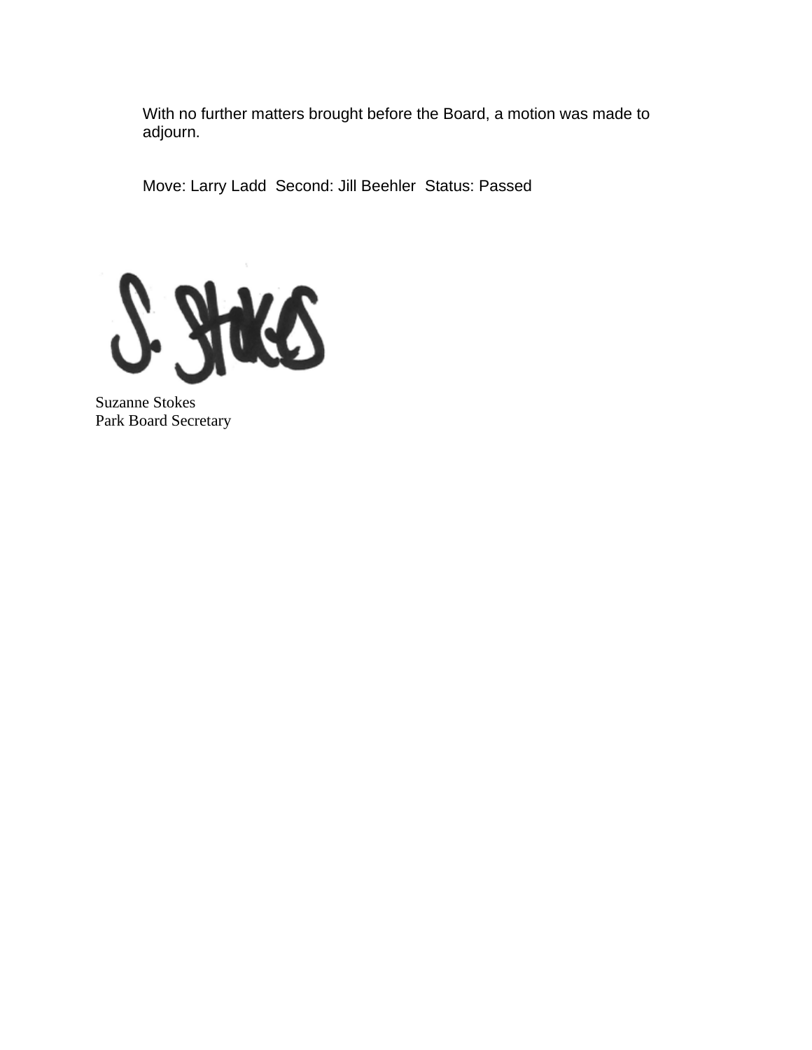With no further matters brought before the Board, a motion was made to adjourn.

Move: Larry Ladd Second: Jill Beehler Status: Passed

Suzanne Stokes
Park Board Secretary